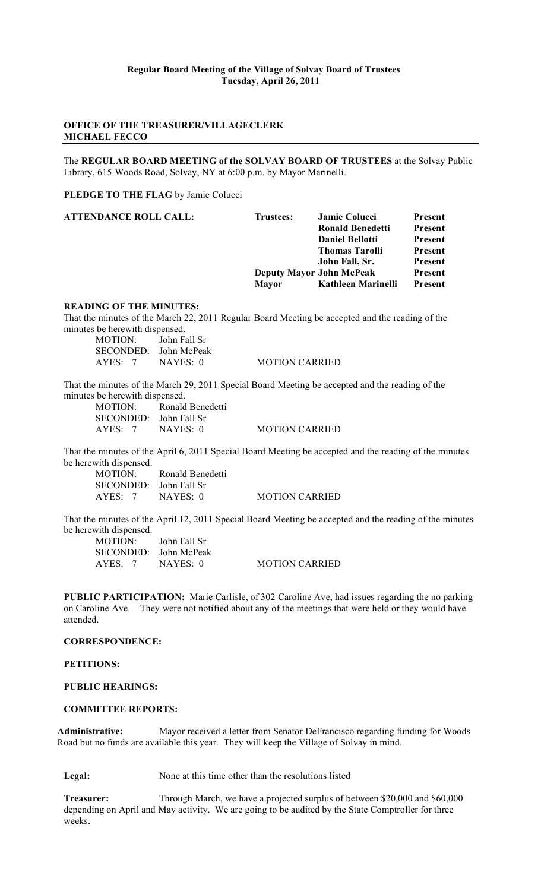**Regular Board Meeting of the Village of Solvay Board of Trustees**
**Tuesday, April 26, 2011**

**OFFICE OF THE TREASURER/VILLAGECLERK**
**MICHAEL FECCO**

---

The **REGULAR BOARD MEETING of the SOLVAY BOARD OF TRUSTEES** at the Solvay Public Library, 615 Woods Road, Solvay, NY at 6:00 p.m. by Mayor Marinelli.

**PLEDGE TO THE FLAG** by Jamie Colucci

| **ATTENDANCE ROLL CALL:** | **Trustees:** | **Jamie Colucci** | **Present** |
|---|---|---|---|
| | | **Ronald Benedetti** | **Present** |
| | | **Daniel Bellotti** | **Present** |
| | | **Thomas Tarolli** | **Present** |
| | | **John Fall, Sr.** | **Present** |
| | **Deputy Mayor** | **John McPeak** | **Present** |
| | **Mayor** | **Kathleen Marinelli** | **Present** |

**READING OF THE MINUTES:**

That the minutes of the March 22, 2011 Regular Board Meeting be accepted and the reading of the minutes be herewith dispensed.

MOTION: John Fall Sr
SECONDED: John McPeak
AYES: 7 NAYES: 0 MOTION CARRIED

That the minutes of the March 29, 2011 Special Board Meeting be accepted and the reading of the minutes be herewith dispensed.

MOTION: Ronald Benedetti
SECONDED: John Fall Sr
AYES: 7 NAYES: 0 MOTION CARRIED

That the minutes of the April 6, 2011 Special Board Meeting be accepted and the reading of the minutes be herewith dispensed.

MOTION: Ronald Benedetti
SECONDED: John Fall Sr
AYES: 7 NAYES: 0 MOTION CARRIED

That the minutes of the April 12, 2011 Special Board Meeting be accepted and the reading of the minutes be herewith dispensed.

MOTION: John Fall Sr.
SECONDED: John McPeak
AYES: 7 NAYES: 0 MOTION CARRIED

**PUBLIC PARTICIPATION:** Marie Carlisle, of 302 Caroline Ave, had issues regarding the no parking on Caroline Ave. They were not notified about any of the meetings that were held or they would have attended.

**CORRESPONDENCE:**

**PETITIONS:**

**PUBLIC HEARINGS:**

**COMMITTEE REPORTS:**

**Administrative:** Mayor received a letter from Senator DeFrancisco regarding funding for Woods Road but no funds are available this year. They will keep the Village of Solvay in mind.

**Legal:** None at this time other than the resolutions listed

**Treasurer:** Through March, we have a projected surplus of between $20,000 and $60,000 depending on April and May activity. We are going to be audited by the State Comptroller for three weeks.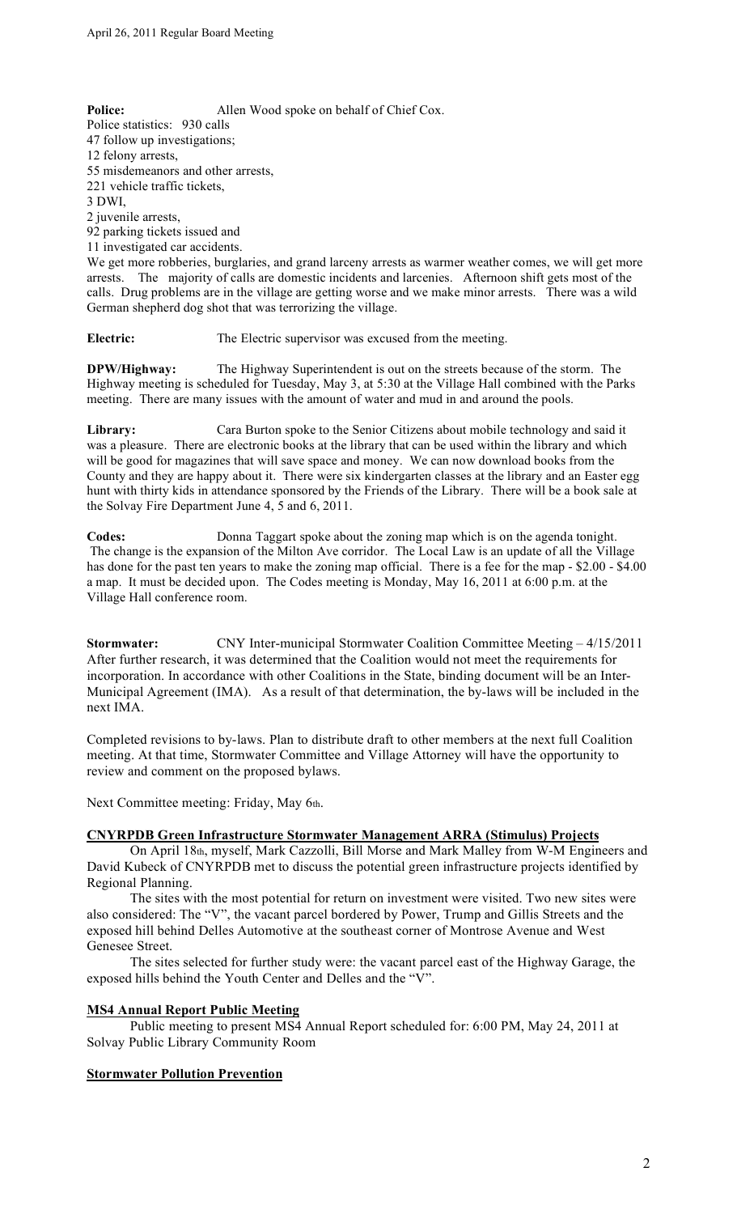**Police:** Allen Wood spoke on behalf of Chief Cox.
Police statistics: 930 calls
47 follow up investigations;
12 felony arrests,
55 misdemeanors and other arrests,
221 vehicle traffic tickets,
3 DWI,
2 juvenile arrests,
92 parking tickets issued and
11 investigated car accidents.
We get more robberies, burglaries, and grand larceny arrests as warmer weather comes, we will get more arrests. The majority of calls are domestic incidents and larcenies. Afternoon shift gets most of the calls. Drug problems are in the village are getting worse and we make minor arrests. There was a wild German shepherd dog shot that was terrorizing the village.

**Electric:** The Electric supervisor was excused from the meeting.

**DPW/Highway:** The Highway Superintendent is out on the streets because of the storm. The Highway meeting is scheduled for Tuesday, May 3, at 5:30 at the Village Hall combined with the Parks meeting. There are many issues with the amount of water and mud in and around the pools.

**Library:** Cara Burton spoke to the Senior Citizens about mobile technology and said it was a pleasure. There are electronic books at the library that can be used within the library and which will be good for magazines that will save space and money. We can now download books from the County and they are happy about it. There were six kindergarten classes at the library and an Easter egg hunt with thirty kids in attendance sponsored by the Friends of the Library. There will be a book sale at the Solvay Fire Department June 4, 5 and 6, 2011.

**Codes:** Donna Taggart spoke about the zoning map which is on the agenda tonight. The change is the expansion of the Milton Ave corridor. The Local Law is an update of all the Village has done for the past ten years to make the zoning map official. There is a fee for the map - $2.00 - $4.00 a map. It must be decided upon. The Codes meeting is Monday, May 16, 2011 at 6:00 p.m. at the Village Hall conference room.

**Stormwater:** CNY Inter-municipal Stormwater Coalition Committee Meeting – 4/15/2011
After further research, it was determined that the Coalition would not meet the requirements for incorporation. In accordance with other Coalitions in the State, binding document will be an Inter-Municipal Agreement (IMA). As a result of that determination, the by-laws will be included in the next IMA.

Completed revisions to by-laws. Plan to distribute draft to other members at the next full Coalition meeting. At that time, Stormwater Committee and Village Attorney will have the opportunity to review and comment on the proposed bylaws.

Next Committee meeting: Friday, May 6th.

**CNYRPDB Green Infrastructure Stormwater Management ARRA (Stimulus) Projects**

On April 18th, myself, Mark Cazzolli, Bill Morse and Mark Malley from W-M Engineers and David Kubeck of CNYRPDB met to discuss the potential green infrastructure projects identified by Regional Planning.

The sites with the most potential for return on investment were visited. Two new sites were also considered: The "V", the vacant parcel bordered by Power, Trump and Gillis Streets and the exposed hill behind Delles Automotive at the southeast corner of Montrose Avenue and West Genesee Street.

The sites selected for further study were: the vacant parcel east of the Highway Garage, the exposed hills behind the Youth Center and Delles and the "V".

**MS4 Annual Report Public Meeting**

Public meeting to present MS4 Annual Report scheduled for: 6:00 PM, May 24, 2011 at Solvay Public Library Community Room

**Stormwater Pollution Prevention**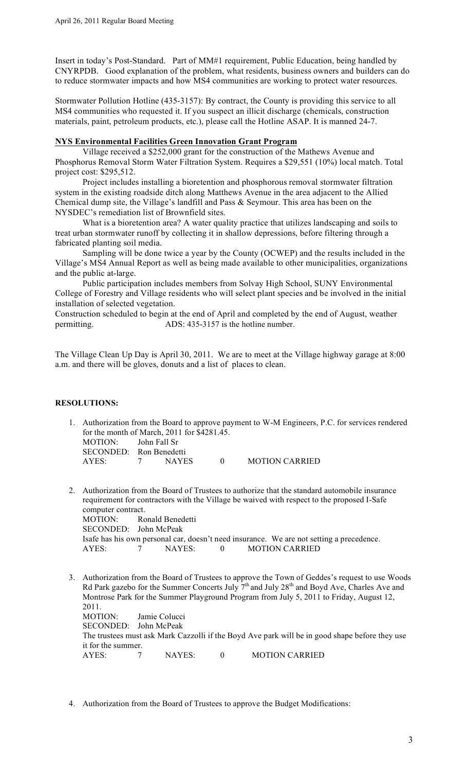Insert in today's Post-Standard. Part of MM#1 requirement, Public Education, being handled by CNYRPDB. Good explanation of the problem, what residents, business owners and builders can do to reduce stormwater impacts and how MS4 communities are working to protect water resources.

Stormwater Pollution Hotline (435-3157): By contract, the County is providing this service to all MS4 communities who requested it. If you suspect an illicit discharge (chemicals, construction materials, paint, petroleum products, etc.), please call the Hotline ASAP. It is manned 24-7.

**NYS Environmental Facilities Green Innovation Grant Program**

Village received a $252,000 grant for the construction of the Mathews Avenue and Phosphorus Removal Storm Water Filtration System. Requires a $29,551 (10%) local match. Total project cost: $295,512.

Project includes installing a bioretention and phosphorous removal stormwater filtration system in the existing roadside ditch along Matthews Avenue in the area adjacent to the Allied Chemical dump site, the Village's landfill and Pass & Seymour. This area has been on the NYSDEC's remediation list of Brownfield sites.

What is a bioretention area? A water quality practice that utilizes landscaping and soils to treat urban stormwater runoff by collecting it in shallow depressions, before filtering through a fabricated planting soil media.

Sampling will be done twice a year by the County (OCWEP) and the results included in the Village's MS4 Annual Report as well as being made available to other municipalities, organizations and the public at-large.

Public participation includes members from Solvay High School, SUNY Environmental College of Forestry and Village residents who will select plant species and be involved in the initial installation of selected vegetation.

Construction scheduled to begin at the end of April and completed by the end of August, weather permitting. ADS: 435-3157 is the hotline number.

The Village Clean Up Day is April 30, 2011. We are to meet at the Village highway garage at 8:00 a.m. and there will be gloves, donuts and a list of places to clean.

**RESOLUTIONS:**

1. Authorization from the Board to approve payment to W-M Engineers, P.C. for services rendered for the month of March, 2011 for $4281.45.
   MOTION: John Fall Sr
   SECONDED: Ron Benedetti
   AYES: 7 NAYES 0 MOTION CARRIED

2. Authorization from the Board of Trustees to authorize that the standard automobile insurance requirement for contractors with the Village be waived with respect to the proposed I-Safe computer contract.
   MOTION: Ronald Benedetti
   SECONDED: John McPeak
   Isafe has his own personal car, doesn't need insurance. We are not setting a precedence.
   AYES: 7 NAYES: 0 MOTION CARRIED

3. Authorization from the Board of Trustees to approve the Town of Geddes's request to use Woods Rd Park gazebo for the Summer Concerts July 7th and July 28th and Boyd Ave, Charles Ave and Montrose Park for the Summer Playground Program from July 5, 2011 to Friday, August 12, 2011.
   MOTION: Jamie Colucci
   SECONDED: John McPeak
   The trustees must ask Mark Cazzolli if the Boyd Ave park will be in good shape before they use it for the summer.
   AYES: 7 NAYES: 0 MOTION CARRIED

4. Authorization from the Board of Trustees to approve the Budget Modifications: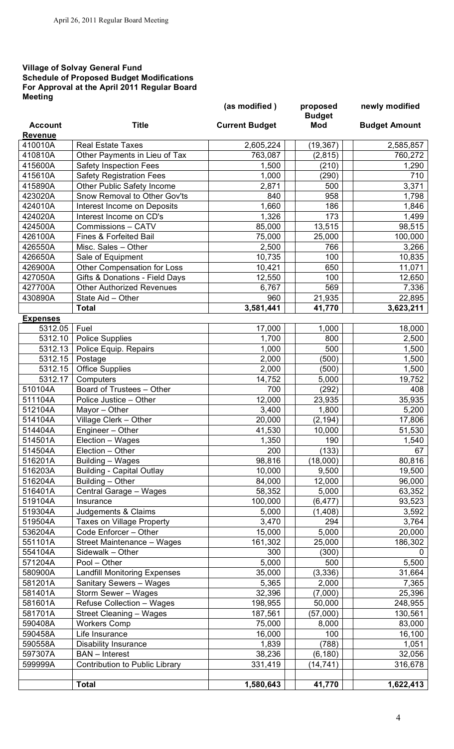**Village of Solvay General Fund**
**Schedule of Proposed Budget Modifications**
**For Approval at the April 2011 Regular Board Meeting**

| Account | Title | (as modified) Current Budget | proposed Budget Mod | newly modified Budget Amount |
|---|---|---|---|---|
| **Revenue** | | | | |
| 410010A | Real Estate Taxes | 2,605,224 | (19,367) | 2,585,857 |
| 410810A | Other Payments in Lieu of Tax | 763,087 | (2,815) | 760,272 |
| 415600A | Safety Inspection Fees | 1,500 | (210) | 1,290 |
| 415610A | Safety Registration Fees | 1,000 | (290) | 710 |
| 415890A | Other Public Safety Income | 2,871 | 500 | 3,371 |
| 423020A | Snow Removal to Other Gov'ts | 840 | 958 | 1,798 |
| 424010A | Interest Income on Deposits | 1,660 | 186 | 1,846 |
| 424020A | Interest Income on CD's | 1,326 | 173 | 1,499 |
| 424500A | Commissions – CATV | 85,000 | 13,515 | 98,515 |
| 426100A | Fines & Forfeited Bail | 75,000 | 25,000 | 100,000 |
| 426550A | Misc. Sales – Other | 2,500 | 766 | 3,266 |
| 426650A | Sale of Equipment | 10,735 | 100 | 10,835 |
| 426900A | Other Compensation for Loss | 10,421 | 650 | 11,071 |
| 427050A | Gifts & Donations - Field Days | 12,550 | 100 | 12,650 |
| 427700A | Other Authorized Revenues | 6,767 | 569 | 7,336 |
| 430890A | State Aid – Other | 960 | 21,935 | 22,895 |
| | **Total** | **3,581,441** | **41,770** | **3,623,211** |
| **Expenses** | | | | |
| 5312.05 | Fuel | 17,000 | 1,000 | 18,000 |
| 5312.10 | Police Supplies | 1,700 | 800 | 2,500 |
| 5312.13 | Police Equip. Repairs | 1,000 | 500 | 1,500 |
| 5312.15 | Postage | 2,000 | (500) | 1,500 |
| 5312.15 | Office Supplies | 2,000 | (500) | 1,500 |
| 5312.17 | Computers | 14,752 | 5,000 | 19,752 |
| 510104A | Board of Trustees – Other | 700 | (292) | 408 |
| 511104A | Police Justice – Other | 12,000 | 23,935 | 35,935 |
| 512104A | Mayor – Other | 3,400 | 1,800 | 5,200 |
| 514104A | Village Clerk – Other | 20,000 | (2,194) | 17,806 |
| 514404A | Engineer – Other | 41,530 | 10,000 | 51,530 |
| 514501A | Election – Wages | 1,350 | 190 | 1,540 |
| 514504A | Election – Other | 200 | (133) | 67 |
| 516201A | Building – Wages | 98,816 | (18,000) | 80,816 |
| 516203A | Building - Capital Outlay | 10,000 | 9,500 | 19,500 |
| 516204A | Building – Other | 84,000 | 12,000 | 96,000 |
| 516401A | Central Garage – Wages | 58,352 | 5,000 | 63,352 |
| 519104A | Insurance | 100,000 | (6,477) | 93,523 |
| 519304A | Judgements & Claims | 5,000 | (1,408) | 3,592 |
| 519504A | Taxes on Village Property | 3,470 | 294 | 3,764 |
| 536204A | Code Enforcer – Other | 15,000 | 5,000 | 20,000 |
| 551101A | Street Maintenance – Wages | 161,302 | 25,000 | 186,302 |
| 554104A | Sidewalk – Other | 300 | (300) | 0 |
| 571204A | Pool – Other | 5,000 | 500 | 5,500 |
| 580900A | Landfill Monitoring Expenses | 35,000 | (3,336) | 31,664 |
| 581201A | Sanitary Sewers – Wages | 5,365 | 2,000 | 7,365 |
| 581401A | Storm Sewer – Wages | 32,396 | (7,000) | 25,396 |
| 581601A | Refuse Collection – Wages | 198,955 | 50,000 | 248,955 |
| 581701A | Street Cleaning – Wages | 187,561 | (57,000) | 130,561 |
| 590408A | Workers Comp | 75,000 | 8,000 | 83,000 |
| 590458A | Life Insurance | 16,000 | 100 | 16,100 |
| 590558A | Disability Insurance | 1,839 | (788) | 1,051 |
| 597307A | BAN – Interest | 38,236 | (6,180) | 32,056 |
| 599999A | Contribution to Public Library | 331,419 | (14,741) | 316,678 |
| | | | | |
| | **Total** | **1,580,643** | **41,770** | **1,622,413** |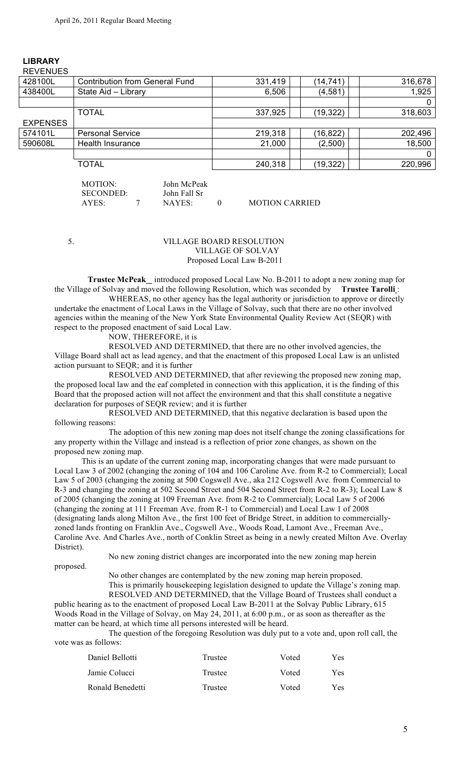## LIBRARY

| REVENUES | | | | |
|---|---|---|---|---|
| 428100L | Contribution from General Fund | 331,419 | (14,741) | 316,678 |
| 438400L | State Aid – Library | 6,506 | (4,581) | 1,925 |
| | | | | 0 |
| | TOTAL | 337,925 | (19,322) | 318,603 |
| EXPENSES | | | | |
| 574101L | Personal Service | 219,318 | (16,822) | 202,496 |
| 590608L | Health Insurance | 21,000 | (2,500) | 18,500 |
| | | | | 0 |
| | TOTAL | 240,318 | (19,322) | 220,996 |

MOTION: John McPeak
SECONDED: John Fall Sr
AYES: 7 NAYES: 0 MOTION CARRIED

5. VILLAGE BOARD RESOLUTION
VILLAGE OF SOLVAY
Proposed Local Law B-2011

**Trustee McPeak** introduced proposed Local Law No. B-2011 to adopt a new zoning map for the Village of Solvay and moved the following Resolution, which was seconded by **Trustee Tarolli**:

WHEREAS, no other agency has the legal authority or jurisdiction to approve or directly undertake the enactment of Local Laws in the Village of Solvay, such that there are no other involved agencies within the meaning of the New York State Environmental Quality Review Act (SEQR) with respect to the proposed enactment of said Local Law.

NOW, THEREFORE, it is

RESOLVED AND DETERMINED, that there are no other involved agencies, the Village Board shall act as lead agency, and that the enactment of this proposed Local Law is an unlisted action pursuant to SEQR; and it is further

RESOLVED AND DETERMINED, that after reviewing the proposed new zoning map, the proposed local law and the eaf completed in connection with this application, it is the finding of this Board that the proposed action will not affect the environment and that this shall constitute a negative declaration for purposes of SEQR review; and it is further

RESOLVED AND DETERMINED, that this negative declaration is based upon the following reasons:

The adoption of this new zoning map does not itself change the zoning classifications for any property within the Village and instead is a reflection of prior zone changes, as shown on the proposed new zoning map.

This is an update of the current zoning map, incorporating changes that were made pursuant to Local Law 3 of 2002 (changing the zoning of 104 and 106 Caroline Ave. from R-2 to Commercial); Local Law 5 of 2003 (changing the zoning at 500 Cogswell Ave., aka 212 Cogswell Ave. from Commercial to R-3 and changing the zoning at 502 Second Street and 504 Second Street from R-2 to R-3); Local Law 8 of 2005 (changing the zoning at 109 Freeman Ave. from R-2 to Commercial); Local Law 5 of 2006 (changing the zoning at 111 Freeman Ave. from R-1 to Commercial) and Local Law 1 of 2008 (designating lands along Milton Ave., the first 100 feet of Bridge Street, in addition to commercially-zoned lands fronting on Franklin Ave., Cogswell Ave., Woods Road, Lamont Ave., Freeman Ave., Caroline Ave. And Charles Ave., north of Conklin Street as being in a newly created Milton Ave. Overlay District).

No new zoning district changes are incorporated into the new zoning map herein proposed.

No other changes are contemplated by the new zoning map herein proposed.

This is primarily housekeeping legislation designed to update the Village's zoning map.

RESOLVED AND DETERMINED, that the Village Board of Trustees shall conduct a public hearing as to the enactment of proposed Local Law B-2011 at the Solvay Public Library, 615 Woods Road in the Village of Solvay, on May 24, 2011, at 6:00 p.m., or as soon as thereafter as the matter can be heard, at which time all persons interested will be heard.

The question of the foregoing Resolution was duly put to a vote and, upon roll call, the vote was as follows:

| | | | |
|---|---|---|---|
| Daniel Bellotti | Trustee | Voted | Yes |
| Jamie Colucci | Trustee | Voted | Yes |
| Ronald Benedetti | Trustee | Voted | Yes |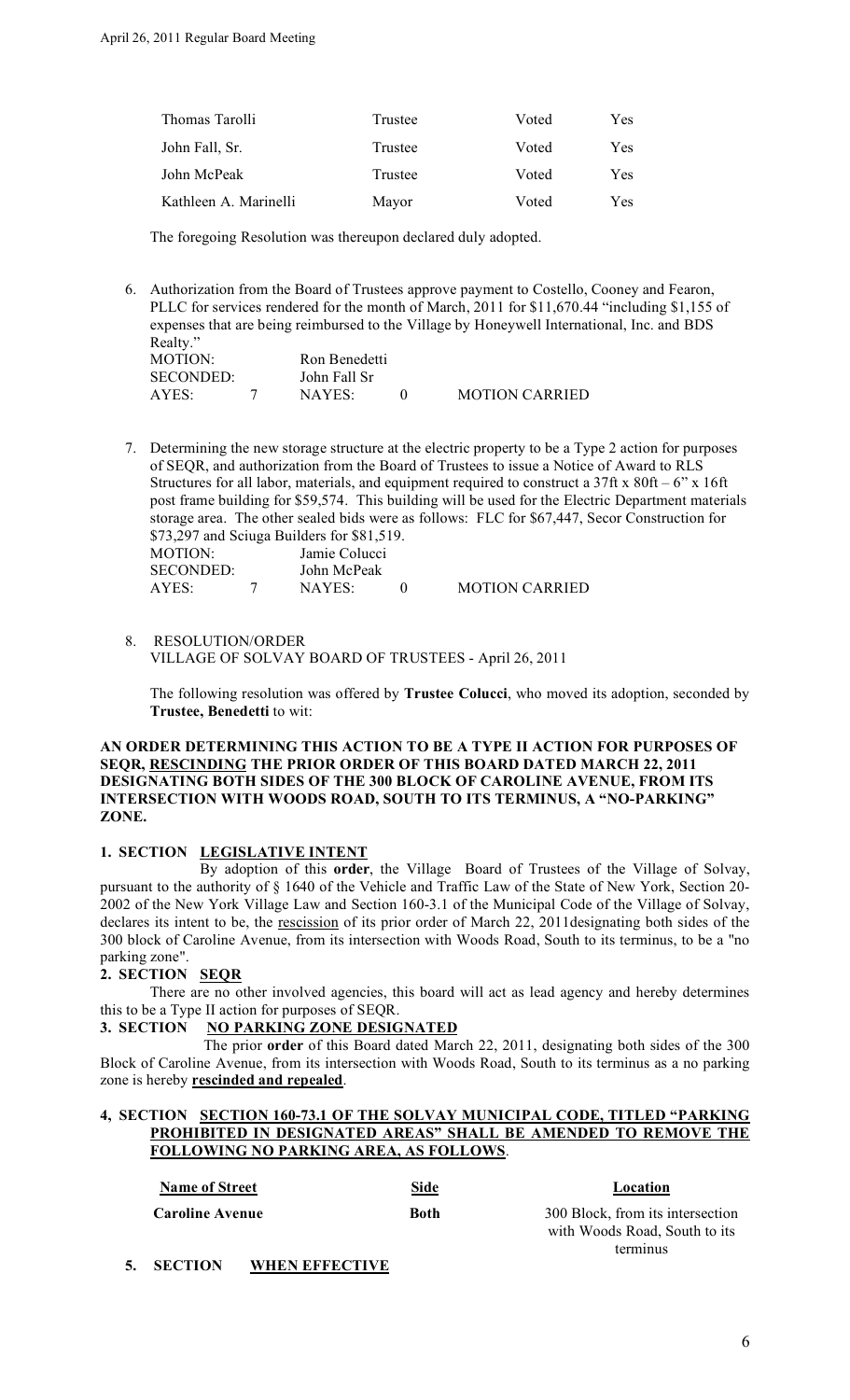| Thomas Tarolli | Trustee | Voted | Yes |
|---|---|---|---|
| John Fall, Sr. | Trustee | Voted | Yes |
| John McPeak | Trustee | Voted | Yes |
| Kathleen A. Marinelli | Mayor | Voted | Yes |

The foregoing Resolution was thereupon declared duly adopted.

6. Authorization from the Board of Trustees approve payment to Costello, Cooney and Fearon, PLLC for services rendered for the month of March, 2011 for $11,670.44 "including $1,155 of expenses that are being reimbursed to the Village by Honeywell International, Inc. and BDS Realty."

   MOTION: Ron Benedetti
   SECONDED: John Fall Sr
   AYES: 7 NAYES: 0 MOTION CARRIED

7. Determining the new storage structure at the electric property to be a Type 2 action for purposes of SEQR, and authorization from the Board of Trustees to issue a Notice of Award to RLS Structures for all labor, materials, and equipment required to construct a 37ft x 80ft – 6" x 16ft post frame building for $59,574. This building will be used for the Electric Department materials storage area. The other sealed bids were as follows: FLC for $67,447, Secor Construction for $73,297 and Sciuga Builders for $81,519.

   MOTION: Jamie Colucci
   SECONDED: John McPeak
   AYES: 7 NAYES: 0 MOTION CARRIED

8. RESOLUTION/ORDER
   VILLAGE OF SOLVAY BOARD OF TRUSTEES - April 26, 2011

   The following resolution was offered by **Trustee Colucci**, who moved its adoption, seconded by **Trustee, Benedetti** to wit:

**AN ORDER DETERMINING THIS ACTION TO BE A TYPE II ACTION FOR PURPOSES OF SEQR, RESCINDING THE PRIOR ORDER OF THIS BOARD DATED MARCH 22, 2011 DESIGNATING BOTH SIDES OF THE 300 BLOCK OF CAROLINE AVENUE, FROM ITS INTERSECTION WITH WOODS ROAD, SOUTH TO ITS TERMINUS, A "NO-PARKING" ZONE.**

**1. SECTION LEGISLATIVE INTENT**

By adoption of this **order**, the Village Board of Trustees of the Village of Solvay, pursuant to the authority of § 1640 of the Vehicle and Traffic Law of the State of New York, Section 20-2002 of the New York Village Law and Section 160-3.1 of the Municipal Code of the Village of Solvay, declares its intent to be, the rescission of its prior order of March 22, 2011designating both sides of the 300 block of Caroline Avenue, from its intersection with Woods Road, South to its terminus, to be a "no parking zone".

**2. SECTION SEQR**

There are no other involved agencies, this board will act as lead agency and hereby determines this to be a Type II action for purposes of SEQR.

**3. SECTION NO PARKING ZONE DESIGNATED**

The prior **order** of this Board dated March 22, 2011, designating both sides of the 300 Block of Caroline Avenue, from its intersection with Woods Road, South to its terminus as a no parking zone is hereby **rescinded and repealed**.

**4, SECTION SECTION 160-73.1 OF THE SOLVAY MUNICIPAL CODE, TITLED "PARKING PROHIBITED IN DESIGNATED AREAS" SHALL BE AMENDED TO REMOVE THE FOLLOWING NO PARKING AREA, AS FOLLOWS.**

| Name of Street | Side | Location |
|---|---|---|
| **Caroline Avenue** | **Both** | 300 Block, from its intersection with Woods Road, South to its terminus |

**5. SECTION WHEN EFFECTIVE**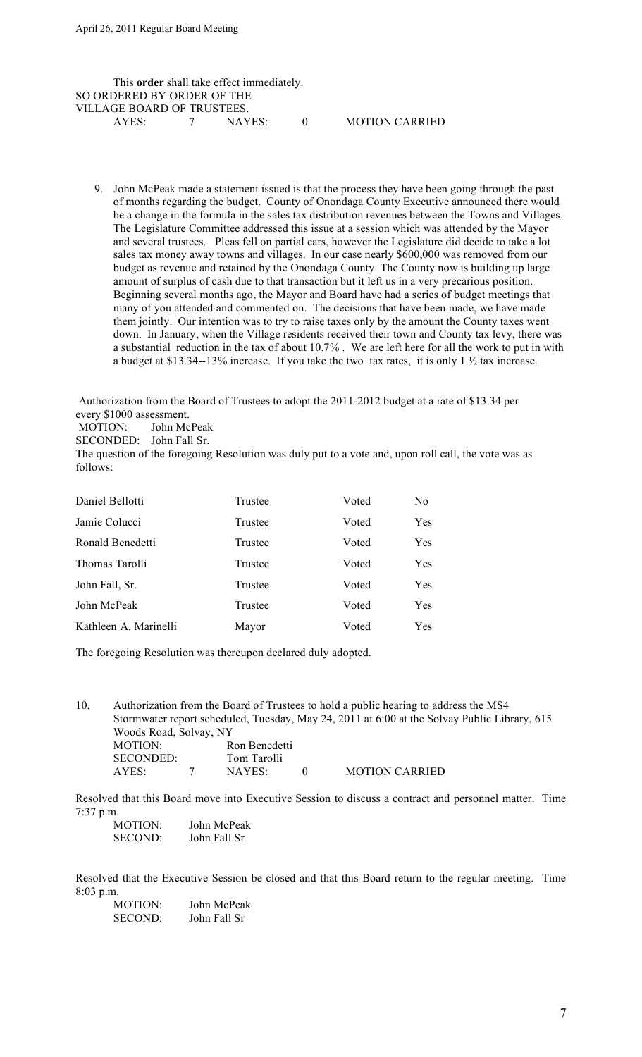This **order** shall take effect immediately.
SO ORDERED BY ORDER OF THE
VILLAGE BOARD OF TRUSTEES.

AYES: 7 NAYES: 0 MOTION CARRIED

9. John McPeak made a statement issued is that the process they have been going through the past of months regarding the budget. County of Onondaga County Executive announced there would be a change in the formula in the sales tax distribution revenues between the Towns and Villages. The Legislature Committee addressed this issue at a session which was attended by the Mayor and several trustees. Pleas fell on partial ears, however the Legislature did decide to take a lot sales tax money away towns and villages. In our case nearly $600,000 was removed from our budget as revenue and retained by the Onondaga County. The County now is building up large amount of surplus of cash due to that transaction but it left us in a very precarious position. Beginning several months ago, the Mayor and Board have had a series of budget meetings that many of you attended and commented on. The decisions that have been made, we have made them jointly. Our intention was to try to raise taxes only by the amount the County taxes went down. In January, when the Village residents received their town and County tax levy, there was a substantial reduction in the tax of about 10.7% . We are left here for all the work to put in with a budget at $13.34--13% increase. If you take the two tax rates, it is only 1 ½ tax increase.

Authorization from the Board of Trustees to adopt the 2011-2012 budget at a rate of $13.34 per every $1000 assessment.

MOTION: John McPeak
SECONDED: John Fall Sr.

The question of the foregoing Resolution was duly put to a vote and, upon roll call, the vote was as follows:

| | | | |
|---|---|---|---|
| Daniel Bellotti | Trustee | Voted | No |
| Jamie Colucci | Trustee | Voted | Yes |
| Ronald Benedetti | Trustee | Voted | Yes |
| Thomas Tarolli | Trustee | Voted | Yes |
| John Fall, Sr. | Trustee | Voted | Yes |
| John McPeak | Trustee | Voted | Yes |
| Kathleen A. Marinelli | Mayor | Voted | Yes |

The foregoing Resolution was thereupon declared duly adopted.

10. Authorization from the Board of Trustees to hold a public hearing to address the MS4 Stormwater report scheduled, Tuesday, May 24, 2011 at 6:00 at the Solvay Public Library, 615 Woods Road, Solvay, NY

MOTION: Ron Benedetti
SECONDED: Tom Tarolli
AYES: 7 NAYES: 0 MOTION CARRIED

Resolved that this Board move into Executive Session to discuss a contract and personnel matter. Time 7:37 p.m.

MOTION: John McPeak
SECOND: John Fall Sr

Resolved that the Executive Session be closed and that this Board return to the regular meeting. Time 8:03 p.m.

MOTION: John McPeak
SECOND: John Fall Sr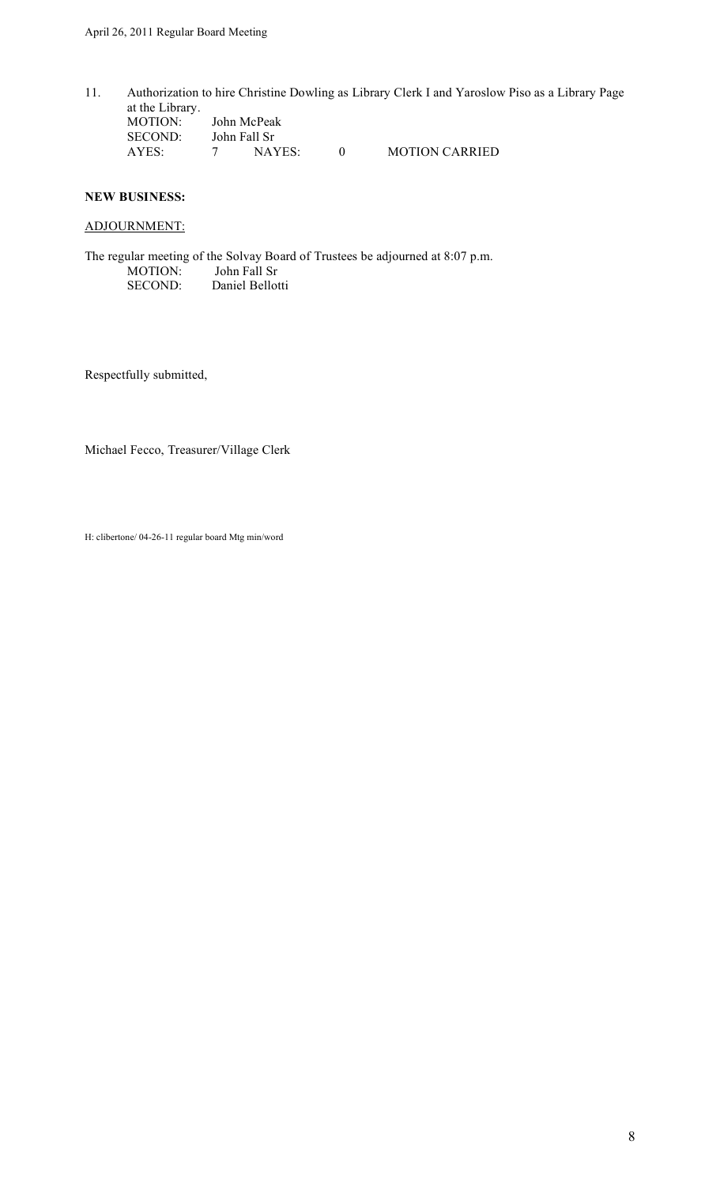11. Authorization to hire Christine Dowling as Library Clerk I and Yaroslow Piso as a Library Page at the Library.

MOTION: John McPeak
SECOND: John Fall Sr
AYES: 7 NAYES: 0 MOTION CARRIED

**NEW BUSINESS:**

ADJOURNMENT:

The regular meeting of the Solvay Board of Trustees be adjourned at 8:07 p.m.

MOTION: John Fall Sr
SECOND: Daniel Bellotti

Respectfully submitted,

Michael Fecco, Treasurer/Village Clerk

H: clibertone/ 04-26-11 regular board Mtg min/word